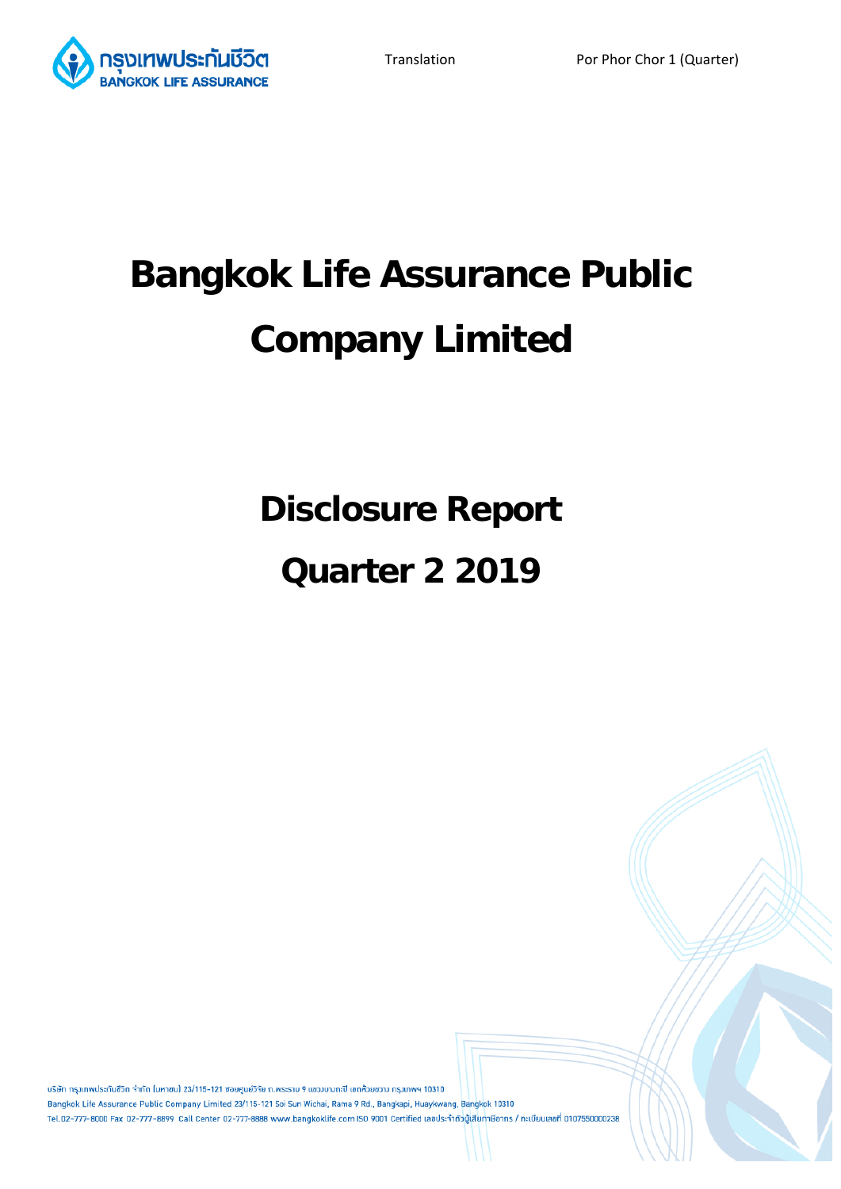Translation

Por Phor Chor 1 (Quarter)

# Bangkok Life Assurance Public Company Limited

# Disclosure Report

# Quarter 2 2019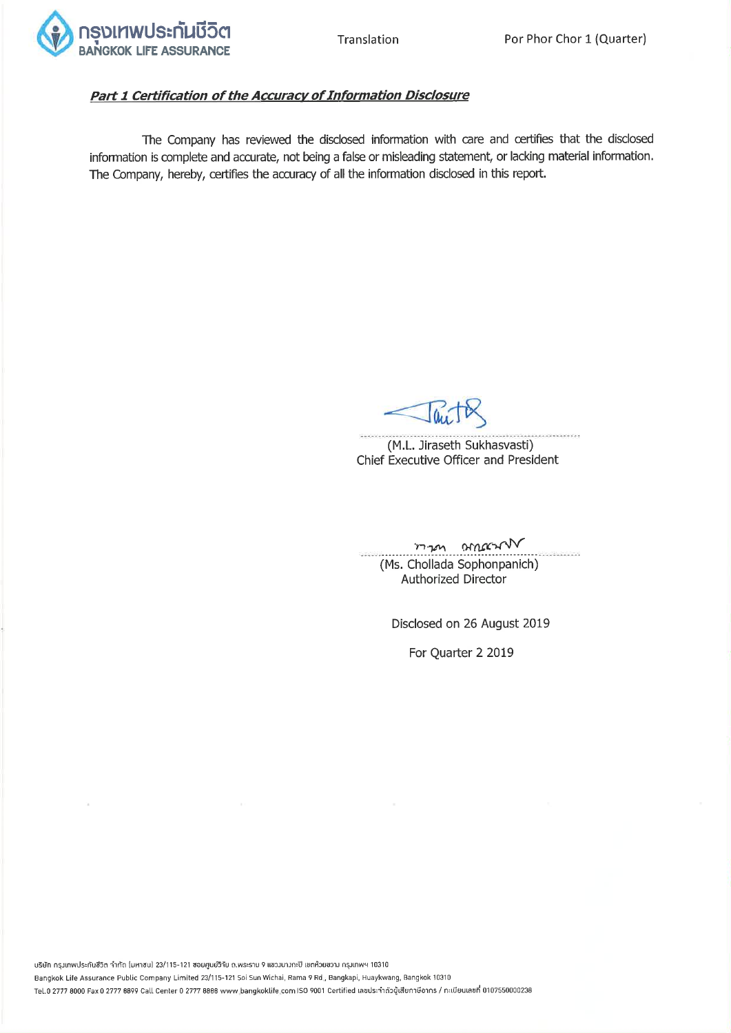Translation

Por Phor Chor 1 (Quarter)

***Part 1 Certification of the Accuracy of Information Disclosure***

The Company has reviewed the disclosed information with care and certifies that the disclosed information is complete and accurate, not being a false or misleading statement, or lacking material information. The Company, hereby, certifies the accuracy of all the information disclosed in this report.

(M.L. Jiraseth Sukhasvasti)
Chief Executive Officer and President

(Ms. Chollada Sophonpanich)
Authorized Director

Disclosed on 26 August 2019

For Quarter 2 2019

บริษัท กรุงเทพประกันชีวิต จำกัด (มหาชน) 23/115-121 ซอยศูนย์วิจัย ถ.พระราม 9 แขวงบางกะปิ เขตห้วยขวาง กรุงเทพฯ 10310
Bangkok Life Assurance Public Company Limited 23/115-121 Soi Sun Wichai, Rama 9 Rd., Bangkapi, Huaykwang, Bangkok 10310
Tel. 0 2777 8000 Fax 0 2777 8899 Call Center 0 2777 8888 www.bangkoklife.com ISO 9001 Certified เลขประจำตัวผู้เสียภาษีอากร / ทะเบียนเลขที่ 0107550000238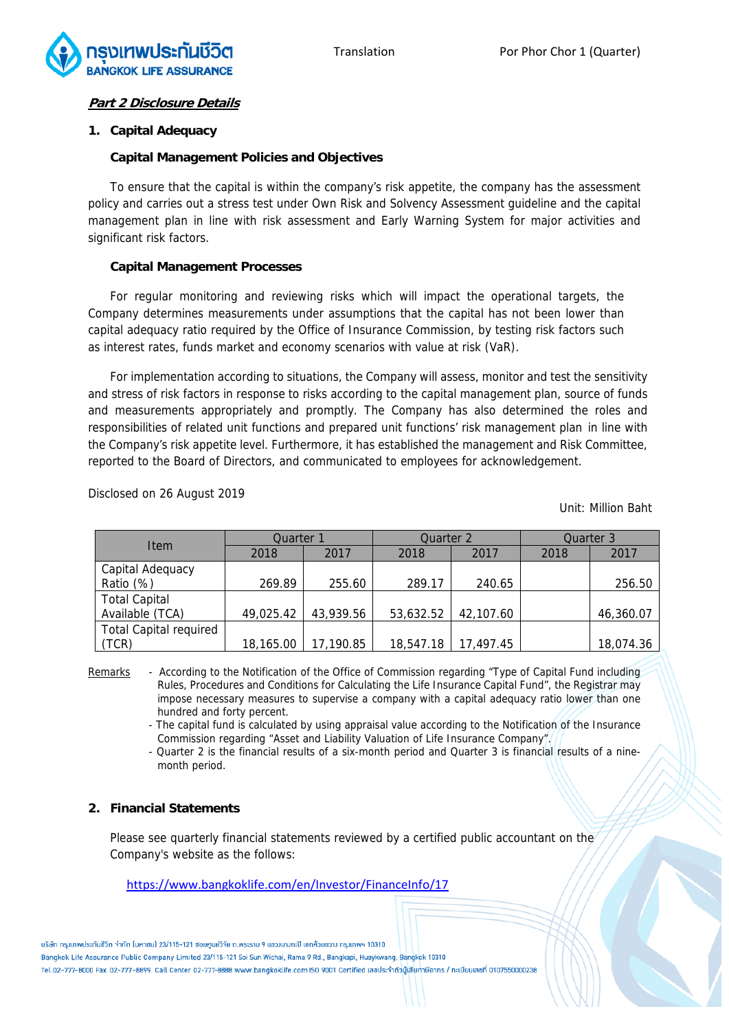***Part 2 Disclosure Details***

## 1. Capital Adequacy

### Capital Management Policies and Objectives

To ensure that the capital is within the company's risk appetite, the company has the assessment policy and carries out a stress test under Own Risk and Solvency Assessment guideline and the capital management plan in line with risk assessment and Early Warning System for major activities and significant risk factors.

### Capital Management Processes

For regular monitoring and reviewing risks which will impact the operational targets, the Company determines measurements under assumptions that the capital has not been lower than capital adequacy ratio required by the Office of Insurance Commission, by testing risk factors such as interest rates, funds market and economy scenarios with value at risk (VaR).

For implementation according to situations, the Company will assess, monitor and test the sensitivity and stress of risk factors in response to risks according to the capital management plan, source of funds and measurements appropriately and promptly. The Company has also determined the roles and responsibilities of related unit functions and prepared unit functions' risk management plan in line with the Company's risk appetite level. Furthermore, it has established the management and Risk Committee, reported to the Board of Directors, and communicated to employees for acknowledgement.

Disclosed on 26 August 2019

Unit: Million Baht

| Item | Quarter 1 | | Quarter 2 | | Quarter 3 | |
|---|---|---|---|---|---|---|
| | 2018 | 2017 | 2018 | 2017 | 2018 | 2017 |
| Capital Adequacy Ratio (%) | 269.89 | 255.60 | 289.17 | 240.65 | | 256.50 |
| Total Capital Available (TCA) | 49,025.42 | 43,939.56 | 53,632.52 | 42,107.60 | | 46,360.07 |
| Total Capital required (TCR) | 18,165.00 | 17,190.85 | 18,547.18 | 17,497.45 | | 18,074.36 |

Remarks
- According to the Notification of the Office of Commission regarding "Type of Capital Fund including Rules, Procedures and Conditions for Calculating the Life Insurance Capital Fund", the Registrar may impose necessary measures to supervise a company with a capital adequacy ratio lower than one hundred and forty percent.
- The capital fund is calculated by using appraisal value according to the Notification of the Insurance Commission regarding "Asset and Liability Valuation of Life Insurance Company".
- Quarter 2 is the financial results of a six-month period and Quarter 3 is financial results of a nine-month period.

## 2. Financial Statements

Please see quarterly financial statements reviewed by a certified public accountant on the Company's website as the follows:

https://www.bangkoklife.com/en/Investor/FinanceInfo/17